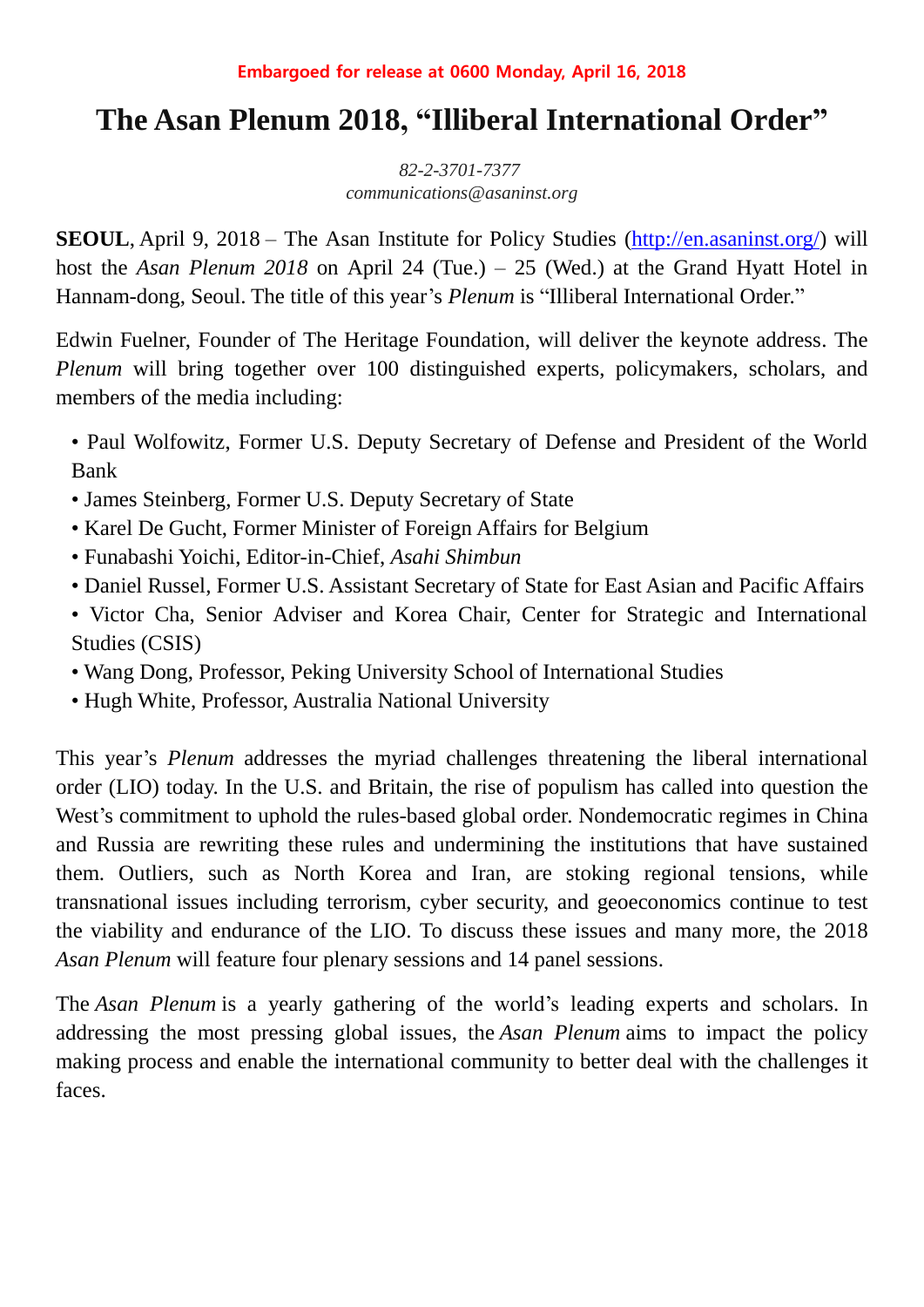**Embargoed for release at 0600 Monday, April 16, 2018**

# The Asan Plenum 2018, "Illiberal International Order"

*82-2-3701-7377*
*communications@asaninst.org*

**SEOUL**, April 9, 2018 – The Asan Institute for Policy Studies (http://en.asaninst.org/) will host the *Asan Plenum 2018* on April 24 (Tue.) – 25 (Wed.) at the Grand Hyatt Hotel in Hannam-dong, Seoul. The title of this year's *Plenum* is "Illiberal International Order."

Edwin Fuelner, Founder of The Heritage Foundation, will deliver the keynote address. The *Plenum* will bring together over 100 distinguished experts, policymakers, scholars, and members of the media including:

- Paul Wolfowitz, Former U.S. Deputy Secretary of Defense and President of the World Bank
- James Steinberg, Former U.S. Deputy Secretary of State
- Karel De Gucht, Former Minister of Foreign Affairs for Belgium
- Funabashi Yoichi, Editor-in-Chief, *Asahi Shimbun*
- Daniel Russel, Former U.S. Assistant Secretary of State for East Asian and Pacific Affairs
- Victor Cha, Senior Adviser and Korea Chair, Center for Strategic and International Studies (CSIS)
- Wang Dong, Professor, Peking University School of International Studies
- Hugh White, Professor, Australia National University

This year's *Plenum* addresses the myriad challenges threatening the liberal international order (LIO) today. In the U.S. and Britain, the rise of populism has called into question the West's commitment to uphold the rules-based global order. Nondemocratic regimes in China and Russia are rewriting these rules and undermining the institutions that have sustained them. Outliers, such as North Korea and Iran, are stoking regional tensions, while transnational issues including terrorism, cyber security, and geoeconomics continue to test the viability and endurance of the LIO. To discuss these issues and many more, the 2018 *Asan Plenum* will feature four plenary sessions and 14 panel sessions.

The *Asan Plenum* is a yearly gathering of the world's leading experts and scholars. In addressing the most pressing global issues, the *Asan Plenum* aims to impact the policy making process and enable the international community to better deal with the challenges it faces.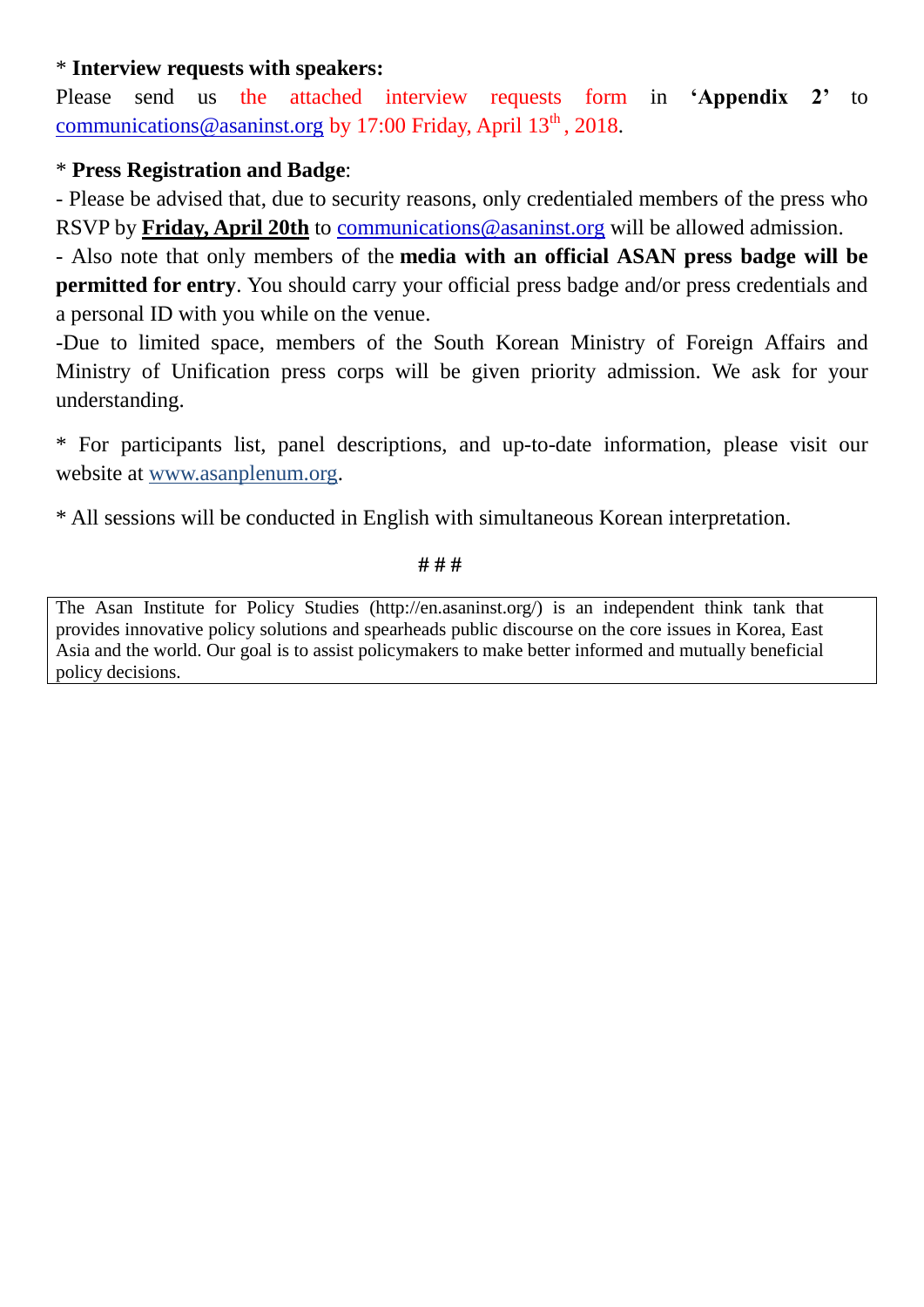\* **Interview requests with speakers:**
Please send us the attached interview requests form in **'Appendix 2'** to communications@asaninst.org by 17:00 Friday, April 13th, 2018.

\* **Press Registration and Badge**:
- Please be advised that, due to security reasons, only credentialed members of the press who RSVP by **Friday, April 20th** to communications@asaninst.org will be allowed admission.
- Also note that only members of the **media with an official ASAN press badge will be permitted for entry**. You should carry your official press badge and/or press credentials and a personal ID with you while on the venue.
- Due to limited space, members of the South Korean Ministry of Foreign Affairs and Ministry of Unification press corps will be given priority admission. We ask for your understanding.

\* For participants list, panel descriptions, and up-to-date information, please visit our website at www.asanplenum.org.

\* All sessions will be conducted in English with simultaneous Korean interpretation.

# # #

The Asan Institute for Policy Studies (http://en.asaninst.org/) is an independent think tank that provides innovative policy solutions and spearheads public discourse on the core issues in Korea, East Asia and the world. Our goal is to assist policymakers to make better informed and mutually beneficial policy decisions.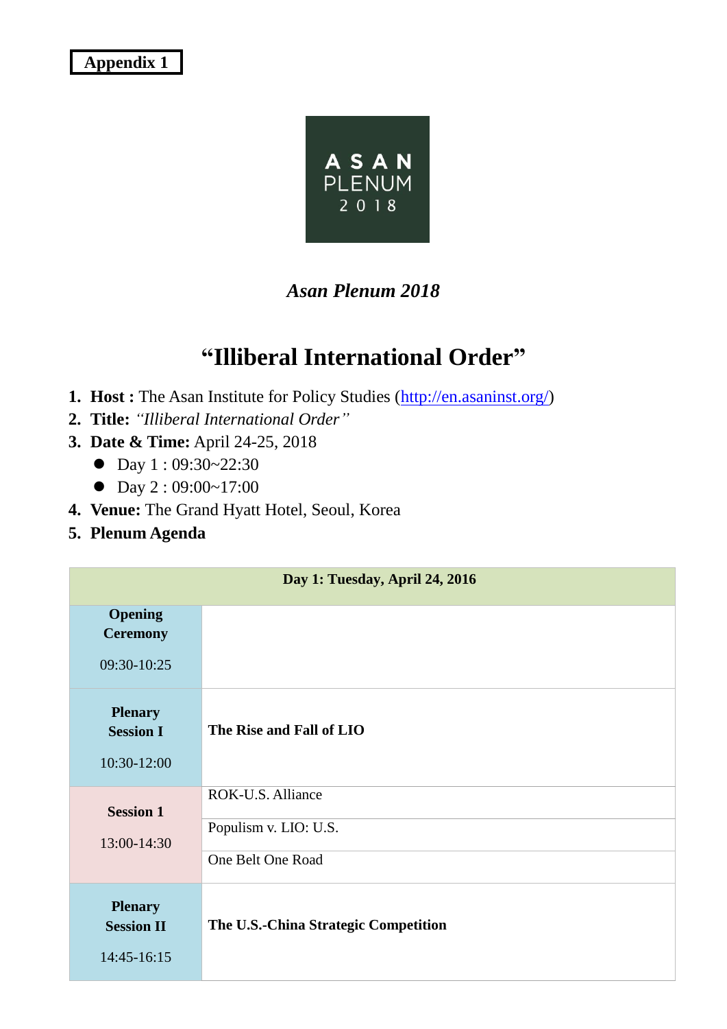**Appendix 1**

ASAN PLENUM 2018

*Asan Plenum 2018*

# "Illiberal International Order"

1. **Host :** The Asan Institute for Policy Studies (http://en.asaninst.org/)
2. **Title:** *"Illiberal International Order"*
3. **Date & Time:** April 24-25, 2018
   - Day 1 : 09:30~22:30
   - Day 2 : 09:00~17:00
4. **Venue:** The Grand Hyatt Hotel, Seoul, Korea
5. **Plenum Agenda**

| **Day 1: Tuesday, April 24, 2016** | |
|---|---|
| **Opening Ceremony** 09:30-10:25 | |
| **Plenary Session I** 10:30-12:00 | **The Rise and Fall of LIO** |
| **Session 1** 13:00-14:30 | ROK-U.S. Alliance |
| | Populism v. LIO: U.S. |
| | One Belt One Road |
| **Plenary Session II** 14:45-16:15 | **The U.S.-China Strategic Competition** |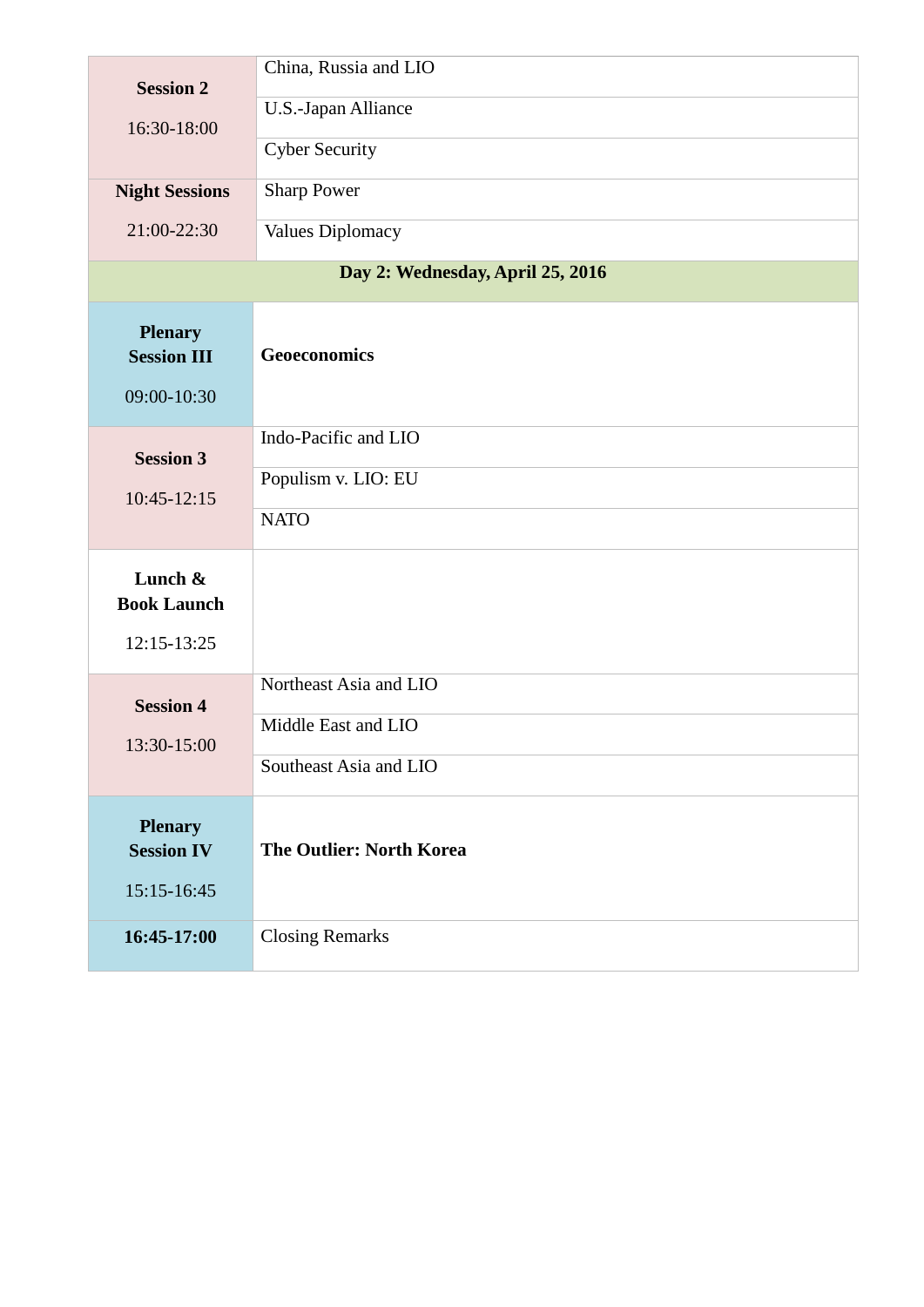| | |
|---|---|
| **Session 2**<br><br>16:30-18:00 | China, Russia and LIO |
| | U.S.-Japan Alliance |
| | Cyber Security |
| **Night Sessions**<br><br>21:00-22:30 | Sharp Power |
| | Values Diplomacy |
| **Day 2: Wednesday, April 25, 2016** | |
| **Plenary Session III**<br><br>09:00-10:30 | **Geoeconomics** |
| **Session 3**<br><br>10:45-12:15 | Indo-Pacific and LIO |
| | Populism v. LIO: EU |
| | NATO |
| **Lunch & Book Launch**<br><br>12:15-13:25 | |
| **Session 4**<br><br>13:30-15:00 | Northeast Asia and LIO |
| | Middle East and LIO |
| | Southeast Asia and LIO |
| **Plenary Session IV**<br><br>15:15-16:45 | **The Outlier: North Korea** |
| **16:45-17:00** | Closing Remarks |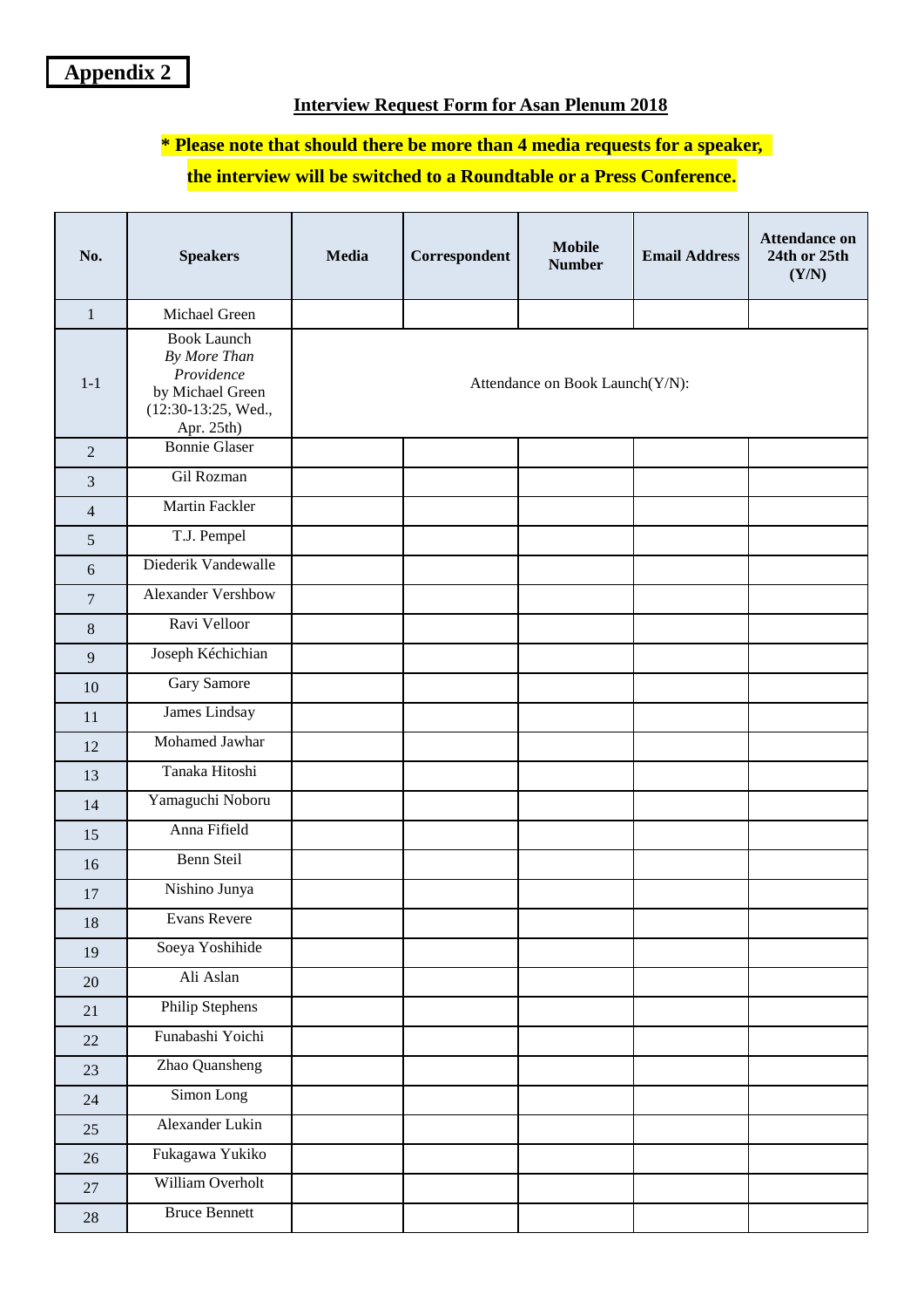**Appendix 2**

## Interview Request Form for Asan Plenum 2018

**\* Please note that should there be more than 4 media requests for a speaker, the interview will be switched to a Roundtable or a Press Conference.**

| No. | Speakers | Media | Correspondent | Mobile Number | Email Address | Attendance on 24th or 25th (Y/N) |
|---|---|---|---|---|---|---|
| 1 | Michael Green | | | | | |
| 1-1 | Book Launch *By More Than Providence* by Michael Green (12:30-13:25, Wed., Apr. 25th) | Attendance on Book Launch(Y/N): | | | | |
| 2 | Bonnie Glaser | | | | | |
| 3 | Gil Rozman | | | | | |
| 4 | Martin Fackler | | | | | |
| 5 | T.J. Pempel | | | | | |
| 6 | Diederik Vandewalle | | | | | |
| 7 | Alexander Vershbow | | | | | |
| 8 | Ravi Velloor | | | | | |
| 9 | Joseph Kéchichian | | | | | |
| 10 | Gary Samore | | | | | |
| 11 | James Lindsay | | | | | |
| 12 | Mohamed Jawhar | | | | | |
| 13 | Tanaka Hitoshi | | | | | |
| 14 | Yamaguchi Noboru | | | | | |
| 15 | Anna Fifield | | | | | |
| 16 | Benn Steil | | | | | |
| 17 | Nishino Junya | | | | | |
| 18 | Evans Revere | | | | | |
| 19 | Soeya Yoshihide | | | | | |
| 20 | Ali Aslan | | | | | |
| 21 | Philip Stephens | | | | | |
| 22 | Funabashi Yoichi | | | | | |
| 23 | Zhao Quansheng | | | | | |
| 24 | Simon Long | | | | | |
| 25 | Alexander Lukin | | | | | |
| 26 | Fukagawa Yukiko | | | | | |
| 27 | William Overholt | | | | | |
| 28 | Bruce Bennett | | | | | |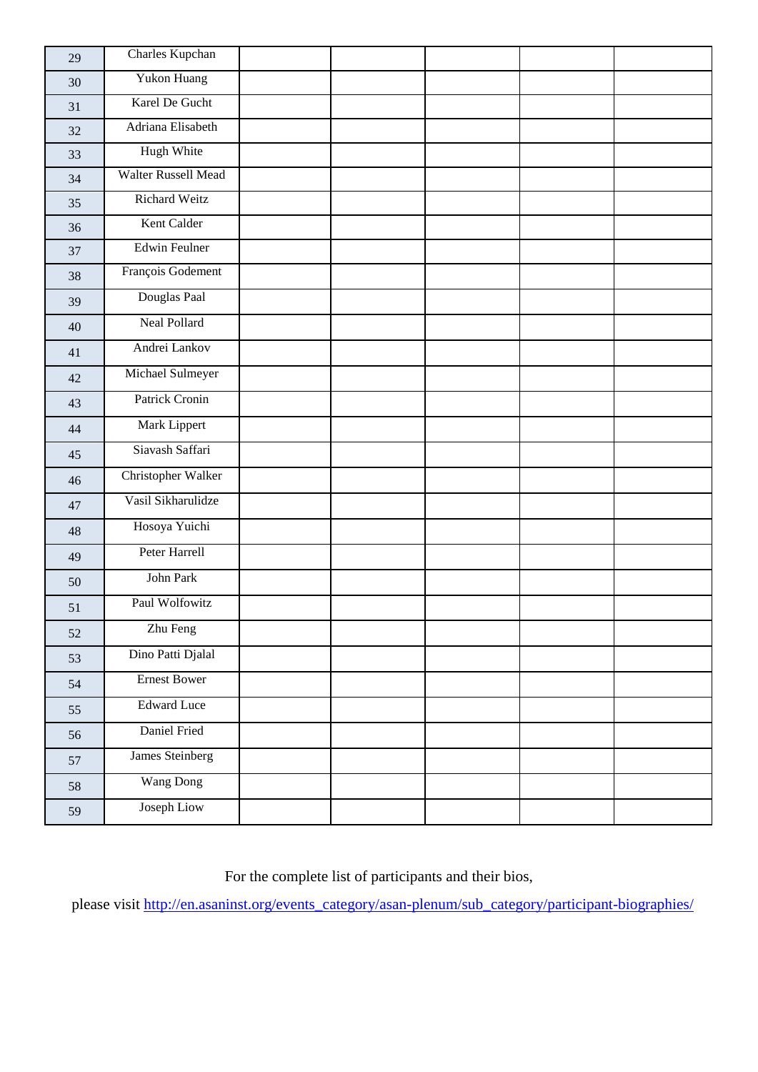| | | | | | | |
|---|---|---|---|---|---|---|
| 29 | Charles Kupchan | | | | | |
| 30 | Yukon Huang | | | | | |
| 31 | Karel De Gucht | | | | | |
| 32 | Adriana Elisabeth | | | | | |
| 33 | Hugh White | | | | | |
| 34 | Walter Russell Mead | | | | | |
| 35 | Richard Weitz | | | | | |
| 36 | Kent Calder | | | | | |
| 37 | Edwin Feulner | | | | | |
| 38 | François Godement | | | | | |
| 39 | Douglas Paal | | | | | |
| 40 | Neal Pollard | | | | | |
| 41 | Andrei Lankov | | | | | |
| 42 | Michael Sulmeyer | | | | | |
| 43 | Patrick Cronin | | | | | |
| 44 | Mark Lippert | | | | | |
| 45 | Siavash Saffari | | | | | |
| 46 | Christopher Walker | | | | | |
| 47 | Vasil Sikharulidze | | | | | |
| 48 | Hosoya Yuichi | | | | | |
| 49 | Peter Harrell | | | | | |
| 50 | John Park | | | | | |
| 51 | Paul Wolfowitz | | | | | |
| 52 | Zhu Feng | | | | | |
| 53 | Dino Patti Djalal | | | | | |
| 54 | Ernest Bower | | | | | |
| 55 | Edward Luce | | | | | |
| 56 | Daniel Fried | | | | | |
| 57 | James Steinberg | | | | | |
| 58 | Wang Dong | | | | | |
| 59 | Joseph Liow | | | | | |

For the complete list of participants and their bios,

please visit http://en.asaninst.org/events_category/asan-plenum/sub_category/participant-biographies/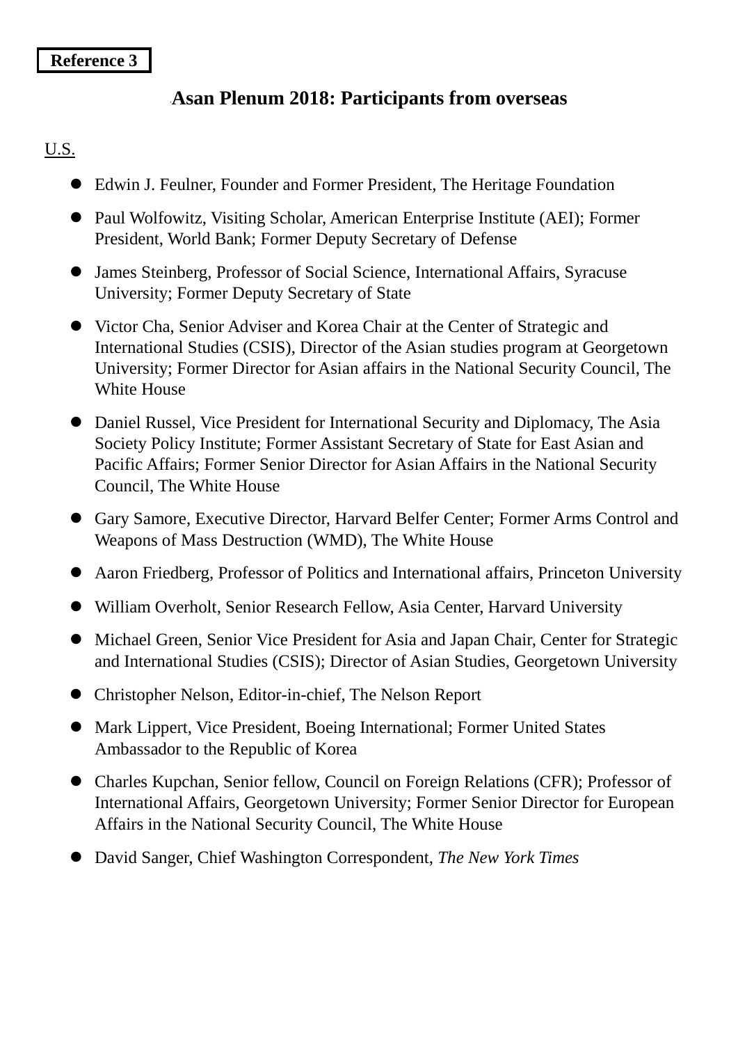**Reference 3**

## Asan Plenum 2018: Participants from overseas

U.S.

- Edwin J. Feulner, Founder and Former President, The Heritage Foundation
- Paul Wolfowitz, Visiting Scholar, American Enterprise Institute (AEI); Former President, World Bank; Former Deputy Secretary of Defense
- James Steinberg, Professor of Social Science, International Affairs, Syracuse University; Former Deputy Secretary of State
- Victor Cha, Senior Adviser and Korea Chair at the Center of Strategic and International Studies (CSIS), Director of the Asian studies program at Georgetown University; Former Director for Asian affairs in the National Security Council, The White House
- Daniel Russel, Vice President for International Security and Diplomacy, The Asia Society Policy Institute; Former Assistant Secretary of State for East Asian and Pacific Affairs; Former Senior Director for Asian Affairs in the National Security Council, The White House
- Gary Samore, Executive Director, Harvard Belfer Center; Former Arms Control and Weapons of Mass Destruction (WMD), The White House
- Aaron Friedberg, Professor of Politics and International affairs, Princeton University
- William Overholt, Senior Research Fellow, Asia Center, Harvard University
- Michael Green, Senior Vice President for Asia and Japan Chair, Center for Strategic and International Studies (CSIS); Director of Asian Studies, Georgetown University
- Christopher Nelson, Editor-in-chief, The Nelson Report
- Mark Lippert, Vice President, Boeing International; Former United States Ambassador to the Republic of Korea
- Charles Kupchan, Senior fellow, Council on Foreign Relations (CFR); Professor of International Affairs, Georgetown University; Former Senior Director for European Affairs in the National Security Council, The White House
- David Sanger, Chief Washington Correspondent, *The New York Times*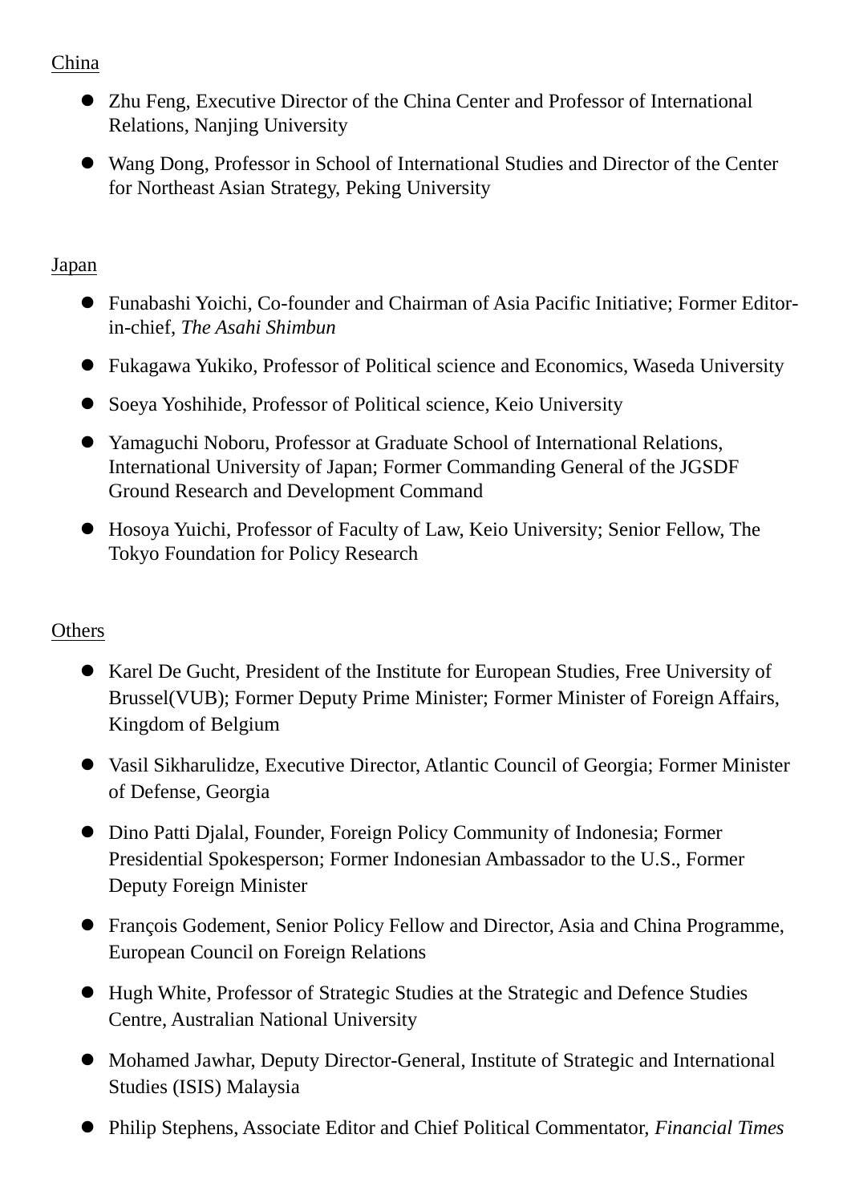China

- Zhu Feng, Executive Director of the China Center and Professor of International Relations, Nanjing University
- Wang Dong, Professor in School of International Studies and Director of the Center for Northeast Asian Strategy, Peking University

Japan

- Funabashi Yoichi, Co-founder and Chairman of Asia Pacific Initiative; Former Editor-in-chief, *The Asahi Shimbun*
- Fukagawa Yukiko, Professor of Political science and Economics, Waseda University
- Soeya Yoshihide, Professor of Political science, Keio University
- Yamaguchi Noboru, Professor at Graduate School of International Relations, International University of Japan; Former Commanding General of the JGSDF Ground Research and Development Command
- Hosoya Yuichi, Professor of Faculty of Law, Keio University; Senior Fellow, The Tokyo Foundation for Policy Research

Others

- Karel De Gucht, President of the Institute for European Studies, Free University of Brussel(VUB); Former Deputy Prime Minister; Former Minister of Foreign Affairs, Kingdom of Belgium
- Vasil Sikharulidze, Executive Director, Atlantic Council of Georgia; Former Minister of Defense, Georgia
- Dino Patti Djalal, Founder, Foreign Policy Community of Indonesia; Former Presidential Spokesperson; Former Indonesian Ambassador to the U.S., Former Deputy Foreign Minister
- François Godement, Senior Policy Fellow and Director, Asia and China Programme, European Council on Foreign Relations
- Hugh White, Professor of Strategic Studies at the Strategic and Defence Studies Centre, Australian National University
- Mohamed Jawhar, Deputy Director-General, Institute of Strategic and International Studies (ISIS) Malaysia
- Philip Stephens, Associate Editor and Chief Political Commentator, *Financial Times*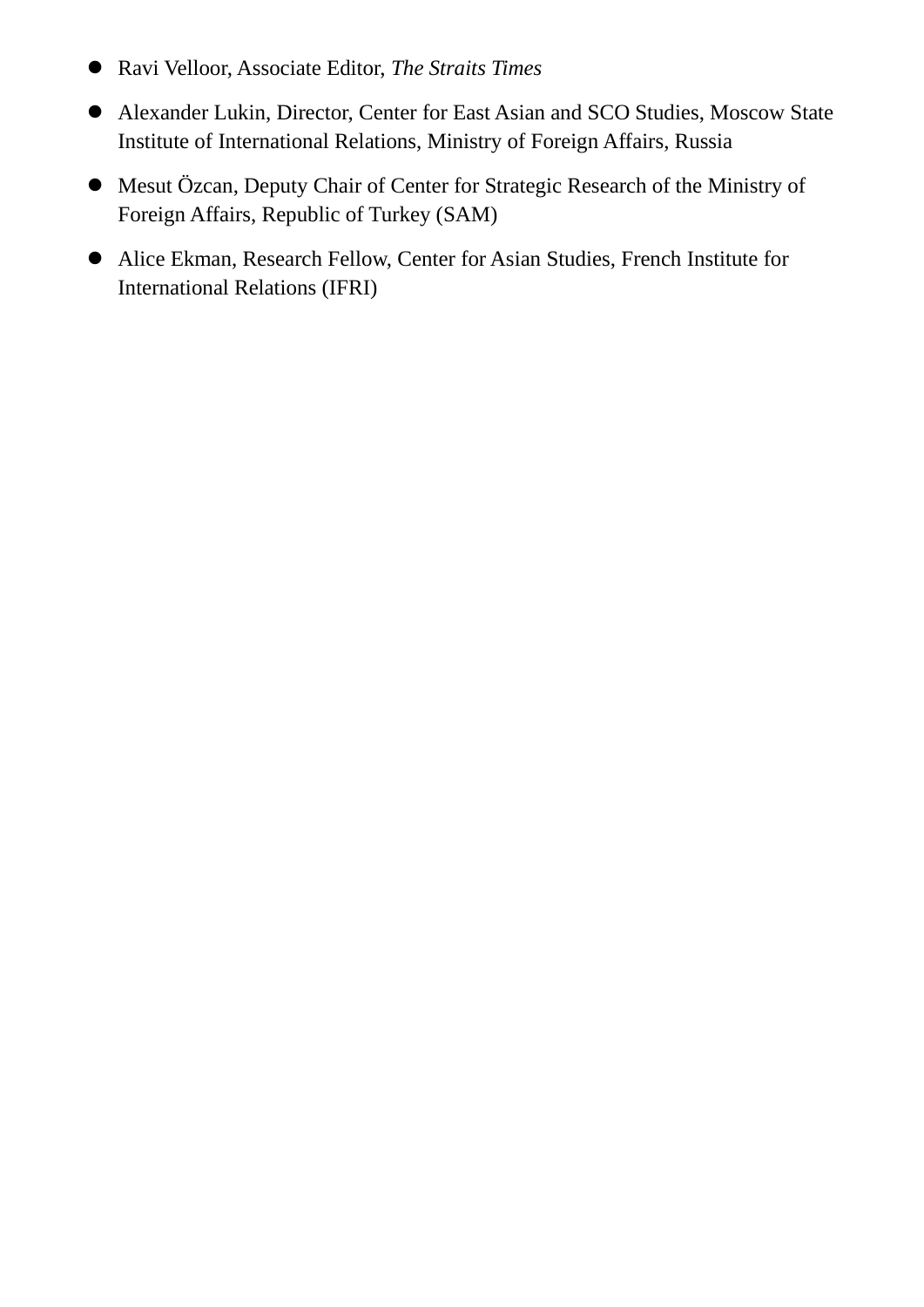- Ravi Velloor, Associate Editor, *The Straits Times*
- Alexander Lukin, Director, Center for East Asian and SCO Studies, Moscow State Institute of International Relations, Ministry of Foreign Affairs, Russia
- Mesut Özcan, Deputy Chair of Center for Strategic Research of the Ministry of Foreign Affairs, Republic of Turkey (SAM)
- Alice Ekman, Research Fellow, Center for Asian Studies, French Institute for International Relations (IFRI)